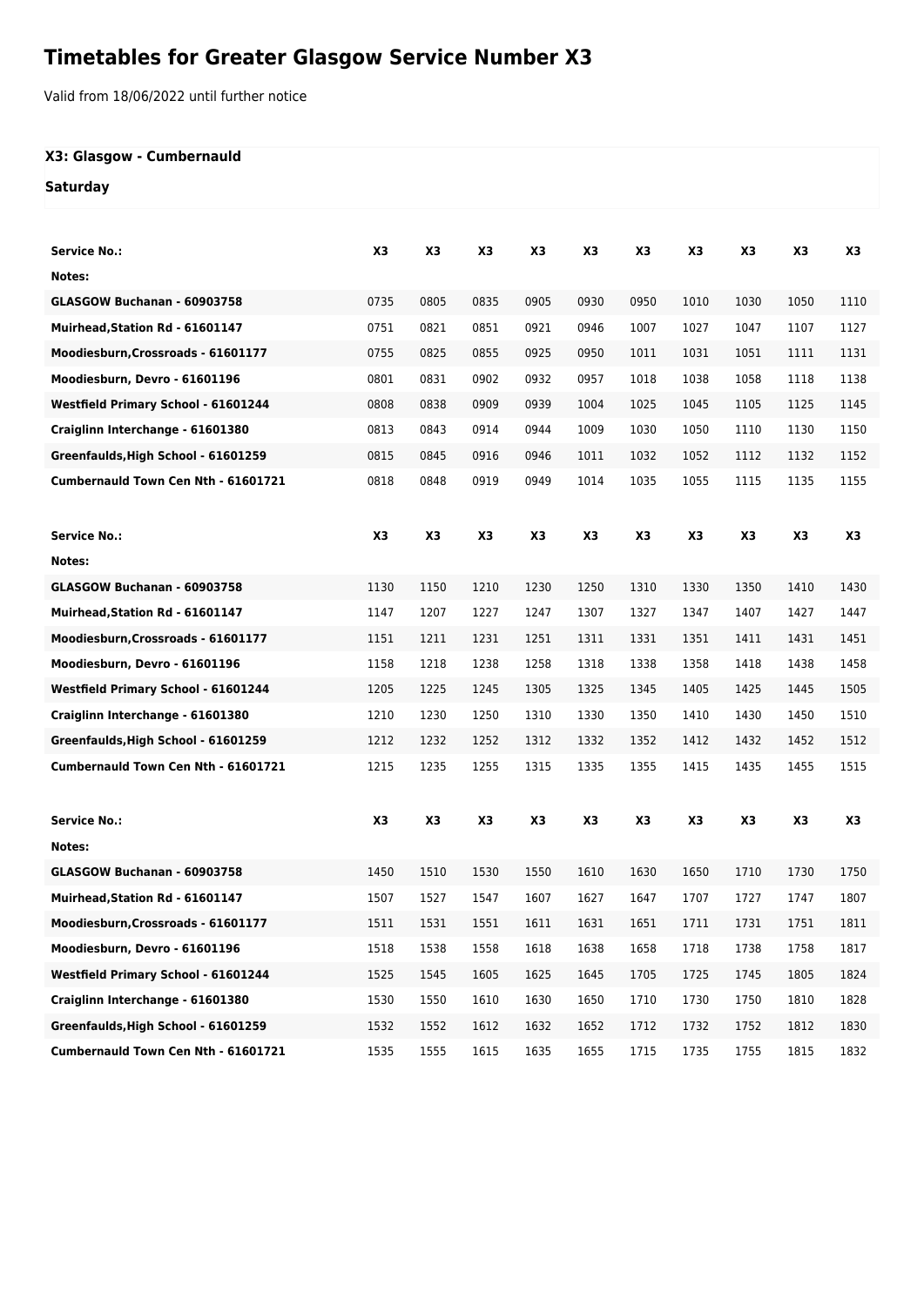# Timetables for Greater Glasgow Service Number X3

Valid from 18/06/2022 until further notice

### X3: Glasgow - Cumbernauld

### Saturday

| Service No.: | X3 | X3 | X3 | X3 | X3 | X3 | X3 | X3 | X3 | X3 |
|---|---|---|---|---|---|---|---|---|---|---|
| Notes: | | | | | | | | | | |
| GLASGOW Buchanan - 60903758 | 0735 | 0805 | 0835 | 0905 | 0930 | 0950 | 1010 | 1030 | 1050 | 1110 |
| Muirhead,Station Rd - 61601147 | 0751 | 0821 | 0851 | 0921 | 0946 | 1007 | 1027 | 1047 | 1107 | 1127 |
| Moodiesburn,Crossroads - 61601177 | 0755 | 0825 | 0855 | 0925 | 0950 | 1011 | 1031 | 1051 | 1111 | 1131 |
| Moodiesburn, Devro - 61601196 | 0801 | 0831 | 0902 | 0932 | 0957 | 1018 | 1038 | 1058 | 1118 | 1138 |
| Westfield Primary School - 61601244 | 0808 | 0838 | 0909 | 0939 | 1004 | 1025 | 1045 | 1105 | 1125 | 1145 |
| Craiglinn Interchange - 61601380 | 0813 | 0843 | 0914 | 0944 | 1009 | 1030 | 1050 | 1110 | 1130 | 1150 |
| Greenfaulds,High School - 61601259 | 0815 | 0845 | 0916 | 0946 | 1011 | 1032 | 1052 | 1112 | 1132 | 1152 |
| Cumbernauld Town Cen Nth - 61601721 | 0818 | 0848 | 0919 | 0949 | 1014 | 1035 | 1055 | 1115 | 1135 | 1155 |

| Service No.: | X3 | X3 | X3 | X3 | X3 | X3 | X3 | X3 | X3 | X3 |
|---|---|---|---|---|---|---|---|---|---|---|
| Notes: | | | | | | | | | | |
| GLASGOW Buchanan - 60903758 | 1130 | 1150 | 1210 | 1230 | 1250 | 1310 | 1330 | 1350 | 1410 | 1430 |
| Muirhead,Station Rd - 61601147 | 1147 | 1207 | 1227 | 1247 | 1307 | 1327 | 1347 | 1407 | 1427 | 1447 |
| Moodiesburn,Crossroads - 61601177 | 1151 | 1211 | 1231 | 1251 | 1311 | 1331 | 1351 | 1411 | 1431 | 1451 |
| Moodiesburn, Devro - 61601196 | 1158 | 1218 | 1238 | 1258 | 1318 | 1338 | 1358 | 1418 | 1438 | 1458 |
| Westfield Primary School - 61601244 | 1205 | 1225 | 1245 | 1305 | 1325 | 1345 | 1405 | 1425 | 1445 | 1505 |
| Craiglinn Interchange - 61601380 | 1210 | 1230 | 1250 | 1310 | 1330 | 1350 | 1410 | 1430 | 1450 | 1510 |
| Greenfaulds,High School - 61601259 | 1212 | 1232 | 1252 | 1312 | 1332 | 1352 | 1412 | 1432 | 1452 | 1512 |
| Cumbernauld Town Cen Nth - 61601721 | 1215 | 1235 | 1255 | 1315 | 1335 | 1355 | 1415 | 1435 | 1455 | 1515 |

| Service No.: | X3 | X3 | X3 | X3 | X3 | X3 | X3 | X3 | X3 | X3 |
|---|---|---|---|---|---|---|---|---|---|---|
| Notes: | | | | | | | | | | |
| GLASGOW Buchanan - 60903758 | 1450 | 1510 | 1530 | 1550 | 1610 | 1630 | 1650 | 1710 | 1730 | 1750 |
| Muirhead,Station Rd - 61601147 | 1507 | 1527 | 1547 | 1607 | 1627 | 1647 | 1707 | 1727 | 1747 | 1807 |
| Moodiesburn,Crossroads - 61601177 | 1511 | 1531 | 1551 | 1611 | 1631 | 1651 | 1711 | 1731 | 1751 | 1811 |
| Moodiesburn, Devro - 61601196 | 1518 | 1538 | 1558 | 1618 | 1638 | 1658 | 1718 | 1738 | 1758 | 1817 |
| Westfield Primary School - 61601244 | 1525 | 1545 | 1605 | 1625 | 1645 | 1705 | 1725 | 1745 | 1805 | 1824 |
| Craiglinn Interchange - 61601380 | 1530 | 1550 | 1610 | 1630 | 1650 | 1710 | 1730 | 1750 | 1810 | 1828 |
| Greenfaulds,High School - 61601259 | 1532 | 1552 | 1612 | 1632 | 1652 | 1712 | 1732 | 1752 | 1812 | 1830 |
| Cumbernauld Town Cen Nth - 61601721 | 1535 | 1555 | 1615 | 1635 | 1655 | 1715 | 1735 | 1755 | 1815 | 1832 |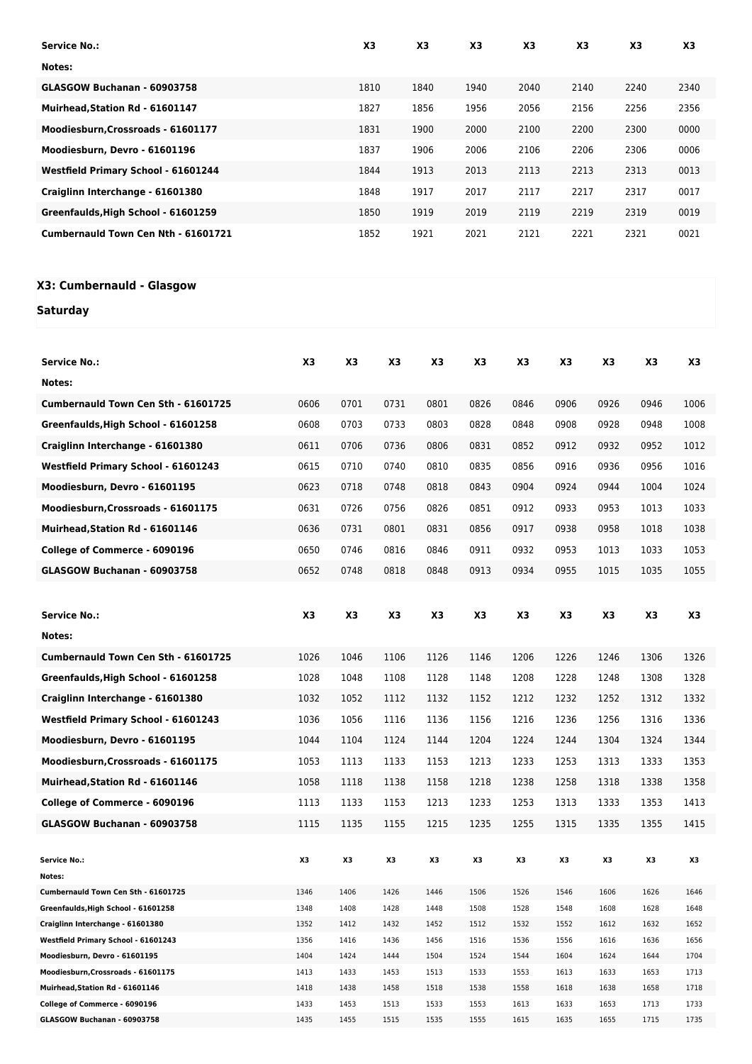| Service No.: | X3 | X3 | X3 | X3 | X3 | X3 | X3 |
|---|---|---|---|---|---|---|---|
| Notes: | | | | | | | |
| GLASGOW Buchanan - 60903758 | 1810 | 1840 | 1940 | 2040 | 2140 | 2240 | 2340 |
| Muirhead,Station Rd - 61601147 | 1827 | 1856 | 1956 | 2056 | 2156 | 2256 | 2356 |
| Moodiesburn,Crossroads - 61601177 | 1831 | 1900 | 2000 | 2100 | 2200 | 2300 | 0000 |
| Moodiesburn, Devro - 61601196 | 1837 | 1906 | 2006 | 2106 | 2206 | 2306 | 0006 |
| Westfield Primary School - 61601244 | 1844 | 1913 | 2013 | 2113 | 2213 | 2313 | 0013 |
| Craiglinn Interchange - 61601380 | 1848 | 1917 | 2017 | 2117 | 2217 | 2317 | 0017 |
| Greenfaulds,High School - 61601259 | 1850 | 1919 | 2019 | 2119 | 2219 | 2319 | 0019 |
| Cumbernauld Town Cen Nth - 61601721 | 1852 | 1921 | 2021 | 2121 | 2221 | 2321 | 0021 |

## X3: Cumbernauld - Glasgow

### Saturday

| Service No.: | X3 | X3 | X3 | X3 | X3 | X3 | X3 | X3 | X3 | X3 |
|---|---|---|---|---|---|---|---|---|---|---|
| Notes: | | | | | | | | | | |
| Cumbernauld Town Cen Sth - 61601725 | 0606 | 0701 | 0731 | 0801 | 0826 | 0846 | 0906 | 0926 | 0946 | 1006 |
| Greenfaulds,High School - 61601258 | 0608 | 0703 | 0733 | 0803 | 0828 | 0848 | 0908 | 0928 | 0948 | 1008 |
| Craiglinn Interchange - 61601380 | 0611 | 0706 | 0736 | 0806 | 0831 | 0852 | 0912 | 0932 | 0952 | 1012 |
| Westfield Primary School - 61601243 | 0615 | 0710 | 0740 | 0810 | 0835 | 0856 | 0916 | 0936 | 0956 | 1016 |
| Moodiesburn, Devro - 61601195 | 0623 | 0718 | 0748 | 0818 | 0843 | 0904 | 0924 | 0944 | 1004 | 1024 |
| Moodiesburn,Crossroads - 61601175 | 0631 | 0726 | 0756 | 0826 | 0851 | 0912 | 0933 | 0953 | 1013 | 1033 |
| Muirhead,Station Rd - 61601146 | 0636 | 0731 | 0801 | 0831 | 0856 | 0917 | 0938 | 0958 | 1018 | 1038 |
| College of Commerce - 6090196 | 0650 | 0746 | 0816 | 0846 | 0911 | 0932 | 0953 | 1013 | 1033 | 1053 |
| GLASGOW Buchanan - 60903758 | 0652 | 0748 | 0818 | 0848 | 0913 | 0934 | 0955 | 1015 | 1035 | 1055 |

| Service No.: | X3 | X3 | X3 | X3 | X3 | X3 | X3 | X3 | X3 | X3 |
|---|---|---|---|---|---|---|---|---|---|---|
| Notes: | | | | | | | | | | |
| Cumbernauld Town Cen Sth - 61601725 | 1026 | 1046 | 1106 | 1126 | 1146 | 1206 | 1226 | 1246 | 1306 | 1326 |
| Greenfaulds,High School - 61601258 | 1028 | 1048 | 1108 | 1128 | 1148 | 1208 | 1228 | 1248 | 1308 | 1328 |
| Craiglinn Interchange - 61601380 | 1032 | 1052 | 1112 | 1132 | 1152 | 1212 | 1232 | 1252 | 1312 | 1332 |
| Westfield Primary School - 61601243 | 1036 | 1056 | 1116 | 1136 | 1156 | 1216 | 1236 | 1256 | 1316 | 1336 |
| Moodiesburn, Devro - 61601195 | 1044 | 1104 | 1124 | 1144 | 1204 | 1224 | 1244 | 1304 | 1324 | 1344 |
| Moodiesburn,Crossroads - 61601175 | 1053 | 1113 | 1133 | 1153 | 1213 | 1233 | 1253 | 1313 | 1333 | 1353 |
| Muirhead,Station Rd - 61601146 | 1058 | 1118 | 1138 | 1158 | 1218 | 1238 | 1258 | 1318 | 1338 | 1358 |
| College of Commerce - 6090196 | 1113 | 1133 | 1153 | 1213 | 1233 | 1253 | 1313 | 1333 | 1353 | 1413 |
| GLASGOW Buchanan - 60903758 | 1115 | 1135 | 1155 | 1215 | 1235 | 1255 | 1315 | 1335 | 1355 | 1415 |

| Service No.: | X3 | X3 | X3 | X3 | X3 | X3 | X3 | X3 | X3 | X3 |
|---|---|---|---|---|---|---|---|---|---|---|
| Notes: | | | | | | | | | | |
| Cumbernauld Town Cen Sth - 61601725 | 1346 | 1406 | 1426 | 1446 | 1506 | 1526 | 1546 | 1606 | 1626 | 1646 |
| Greenfaulds,High School - 61601258 | 1348 | 1408 | 1428 | 1448 | 1508 | 1528 | 1548 | 1608 | 1628 | 1648 |
| Craiglinn Interchange - 61601380 | 1352 | 1412 | 1432 | 1452 | 1512 | 1532 | 1552 | 1612 | 1632 | 1652 |
| Westfield Primary School - 61601243 | 1356 | 1416 | 1436 | 1456 | 1516 | 1536 | 1556 | 1616 | 1636 | 1656 |
| Moodiesburn, Devro - 61601195 | 1404 | 1424 | 1444 | 1504 | 1524 | 1544 | 1604 | 1624 | 1644 | 1704 |
| Moodiesburn,Crossroads - 61601175 | 1413 | 1433 | 1453 | 1513 | 1533 | 1553 | 1613 | 1633 | 1653 | 1713 |
| Muirhead,Station Rd - 61601146 | 1418 | 1438 | 1458 | 1518 | 1538 | 1558 | 1618 | 1638 | 1658 | 1718 |
| College of Commerce - 6090196 | 1433 | 1453 | 1513 | 1533 | 1553 | 1613 | 1633 | 1653 | 1713 | 1733 |
| GLASGOW Buchanan - 60903758 | 1435 | 1455 | 1515 | 1535 | 1555 | 1615 | 1635 | 1655 | 1715 | 1735 |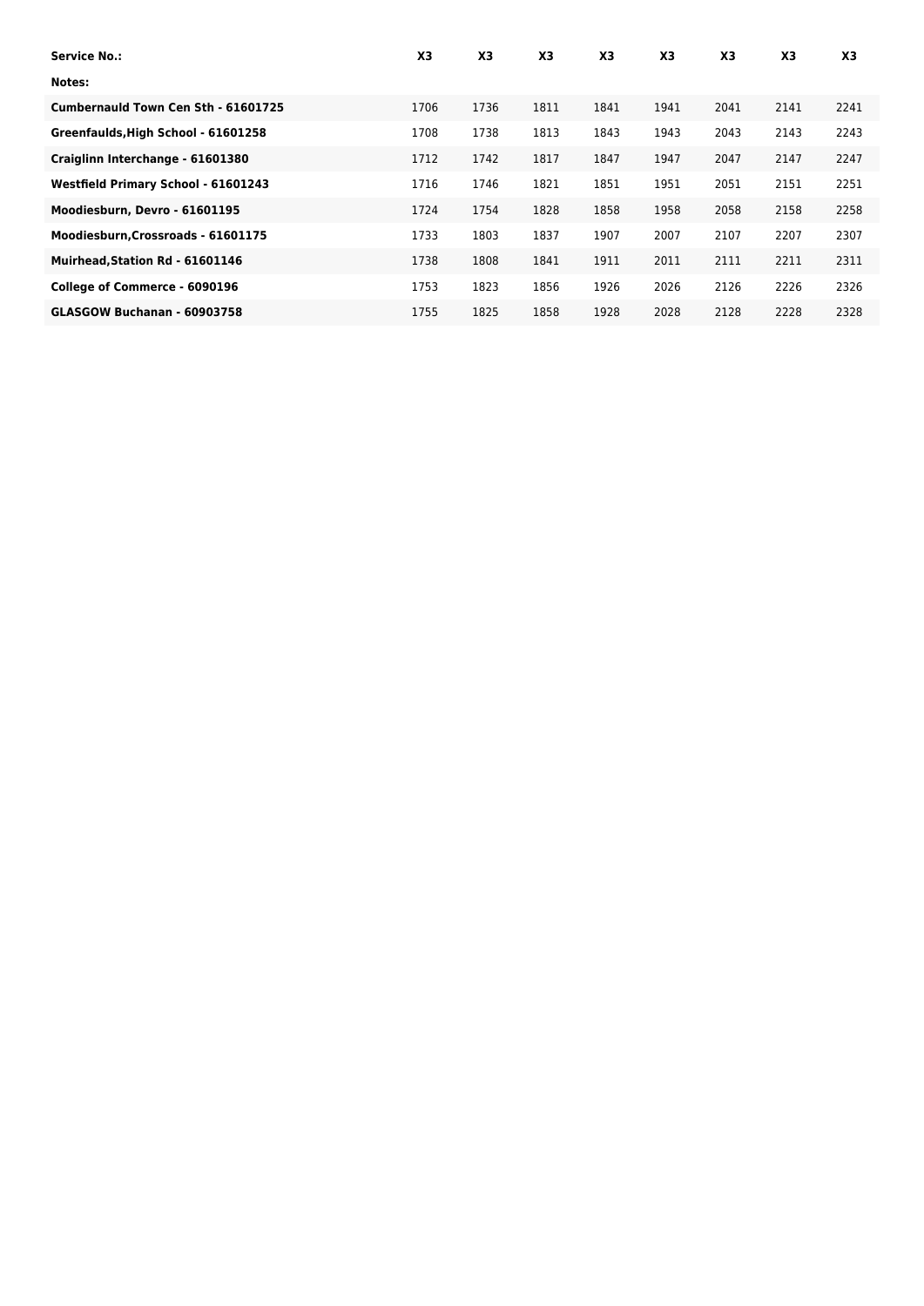| Service No.: | X3 | X3 | X3 | X3 | X3 | X3 | X3 | X3 |
|---|---|---|---|---|---|---|---|---|
| Notes: | | | | | | | | |
| Cumbernauld Town Cen Sth - 61601725 | 1706 | 1736 | 1811 | 1841 | 1941 | 2041 | 2141 | 2241 |
| Greenfaulds,High School - 61601258 | 1708 | 1738 | 1813 | 1843 | 1943 | 2043 | 2143 | 2243 |
| Craiglinn Interchange - 61601380 | 1712 | 1742 | 1817 | 1847 | 1947 | 2047 | 2147 | 2247 |
| Westfield Primary School - 61601243 | 1716 | 1746 | 1821 | 1851 | 1951 | 2051 | 2151 | 2251 |
| Moodiesburn, Devro - 61601195 | 1724 | 1754 | 1828 | 1858 | 1958 | 2058 | 2158 | 2258 |
| Moodiesburn,Crossroads - 61601175 | 1733 | 1803 | 1837 | 1907 | 2007 | 2107 | 2207 | 2307 |
| Muirhead,Station Rd - 61601146 | 1738 | 1808 | 1841 | 1911 | 2011 | 2111 | 2211 | 2311 |
| College of Commerce - 6090196 | 1753 | 1823 | 1856 | 1926 | 2026 | 2126 | 2226 | 2326 |
| GLASGOW Buchanan - 60903758 | 1755 | 1825 | 1858 | 1928 | 2028 | 2128 | 2228 | 2328 |